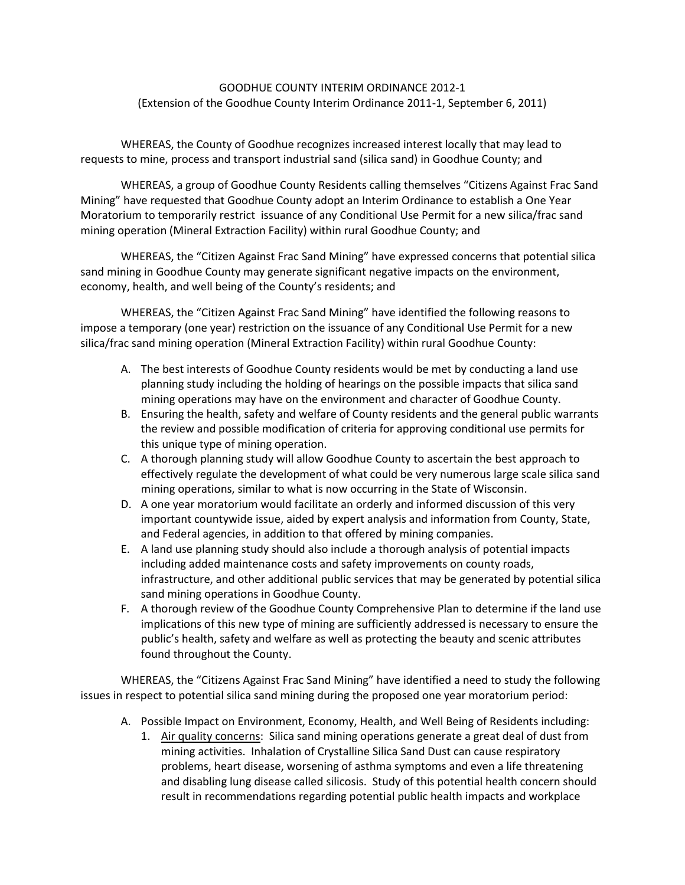GOODHUE COUNTY INTERIM ORDINANCE 2012-1
(Extension of the Goodhue County Interim Ordinance 2011-1, September 6, 2011)

WHEREAS, the County of Goodhue recognizes increased interest locally that may lead to requests to mine, process and transport industrial sand (silica sand) in Goodhue County; and

WHEREAS, a group of Goodhue County Residents calling themselves "Citizens Against Frac Sand Mining" have requested that Goodhue County adopt an Interim Ordinance to establish a One Year Moratorium to temporarily restrict issuance of any Conditional Use Permit for a new silica/frac sand mining operation (Mineral Extraction Facility) within rural Goodhue County; and

WHEREAS, the "Citizen Against Frac Sand Mining" have expressed concerns that potential silica sand mining in Goodhue County may generate significant negative impacts on the environment, economy, health, and well being of the County's residents; and

WHEREAS, the "Citizen Against Frac Sand Mining" have identified the following reasons to impose a temporary (one year) restriction on the issuance of any Conditional Use Permit for a new silica/frac sand mining operation (Mineral Extraction Facility) within rural Goodhue County:

A. The best interests of Goodhue County residents would be met by conducting a land use planning study including the holding of hearings on the possible impacts that silica sand mining operations may have on the environment and character of Goodhue County.
B. Ensuring the health, safety and welfare of County residents and the general public warrants the review and possible modification of criteria for approving conditional use permits for this unique type of mining operation.
C. A thorough planning study will allow Goodhue County to ascertain the best approach to effectively regulate the development of what could be very numerous large scale silica sand mining operations, similar to what is now occurring in the State of Wisconsin.
D. A one year moratorium would facilitate an orderly and informed discussion of this very important countywide issue, aided by expert analysis and information from County, State, and Federal agencies, in addition to that offered by mining companies.
E. A land use planning study should also include a thorough analysis of potential impacts including added maintenance costs and safety improvements on county roads, infrastructure, and other additional public services that may be generated by potential silica sand mining operations in Goodhue County.
F. A thorough review of the Goodhue County Comprehensive Plan to determine if the land use implications of this new type of mining are sufficiently addressed is necessary to ensure the public's health, safety and welfare as well as protecting the beauty and scenic attributes found throughout the County.

WHEREAS, the "Citizens Against Frac Sand Mining" have identified a need to study the following issues in respect to potential silica sand mining during the proposed one year moratorium period:

A. Possible Impact on Environment, Economy, Health, and Well Being of Residents including:
   1. Air quality concerns: Silica sand mining operations generate a great deal of dust from mining activities. Inhalation of Crystalline Silica Sand Dust can cause respiratory problems, heart disease, worsening of asthma symptoms and even a life threatening and disabling lung disease called silicosis. Study of this potential health concern should result in recommendations regarding potential public health impacts and workplace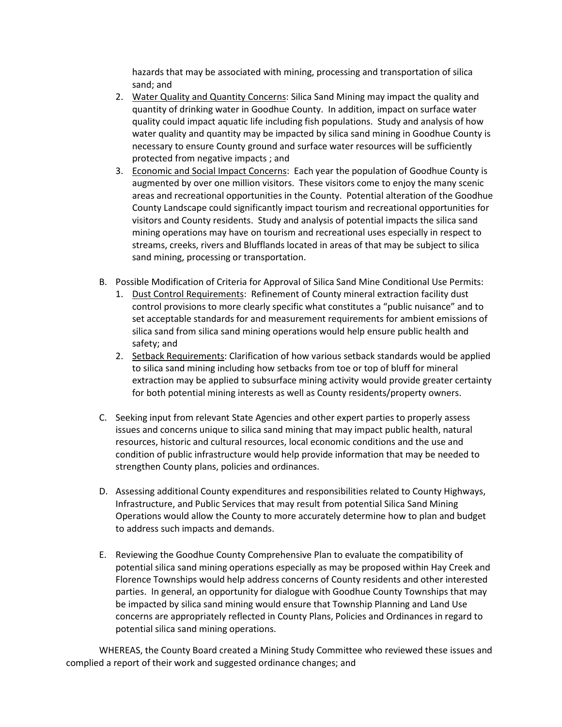hazards that may be associated with mining, processing and transportation of silica sand; and

2. Water Quality and Quantity Concerns: Silica Sand Mining may impact the quality and quantity of drinking water in Goodhue County. In addition, impact on surface water quality could impact aquatic life including fish populations. Study and analysis of how water quality and quantity may be impacted by silica sand mining in Goodhue County is necessary to ensure County ground and surface water resources will be sufficiently protected from negative impacts ; and
3. Economic and Social Impact Concerns: Each year the population of Goodhue County is augmented by over one million visitors. These visitors come to enjoy the many scenic areas and recreational opportunities in the County. Potential alteration of the Goodhue County Landscape could significantly impact tourism and recreational opportunities for visitors and County residents. Study and analysis of potential impacts the silica sand mining operations may have on tourism and recreational uses especially in respect to streams, creeks, rivers and Blufflands located in areas of that may be subject to silica sand mining, processing or transportation.

B. Possible Modification of Criteria for Approval of Silica Sand Mine Conditional Use Permits:
   1. Dust Control Requirements: Refinement of County mineral extraction facility dust control provisions to more clearly specific what constitutes a "public nuisance" and to set acceptable standards for and measurement requirements for ambient emissions of silica sand from silica sand mining operations would help ensure public health and safety; and
   2. Setback Requirements: Clarification of how various setback standards would be applied to silica sand mining including how setbacks from toe or top of bluff for mineral extraction may be applied to subsurface mining activity would provide greater certainty for both potential mining interests as well as County residents/property owners.

C. Seeking input from relevant State Agencies and other expert parties to properly assess issues and concerns unique to silica sand mining that may impact public health, natural resources, historic and cultural resources, local economic conditions and the use and condition of public infrastructure would help provide information that may be needed to strengthen County plans, policies and ordinances.

D. Assessing additional County expenditures and responsibilities related to County Highways, Infrastructure, and Public Services that may result from potential Silica Sand Mining Operations would allow the County to more accurately determine how to plan and budget to address such impacts and demands.

E. Reviewing the Goodhue County Comprehensive Plan to evaluate the compatibility of potential silica sand mining operations especially as may be proposed within Hay Creek and Florence Townships would help address concerns of County residents and other interested parties. In general, an opportunity for dialogue with Goodhue County Townships that may be impacted by silica sand mining would ensure that Township Planning and Land Use concerns are appropriately reflected in County Plans, Policies and Ordinances in regard to potential silica sand mining operations.

WHEREAS, the County Board created a Mining Study Committee who reviewed these issues and complied a report of their work and suggested ordinance changes; and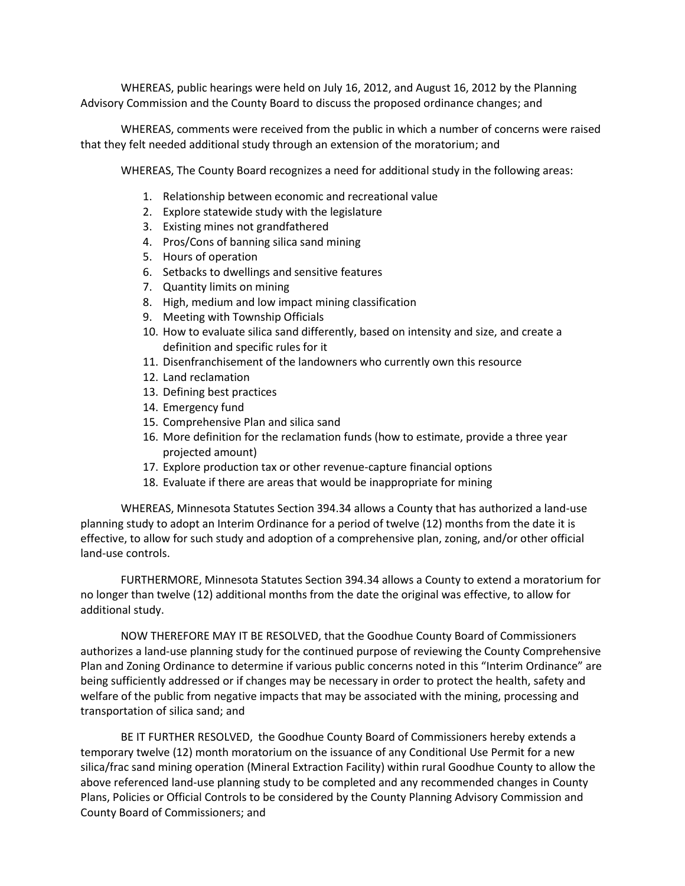WHEREAS, public hearings were held on July 16, 2012, and August 16, 2012 by the Planning Advisory Commission and the County Board to discuss the proposed ordinance changes; and

WHEREAS, comments were received from the public in which a number of concerns were raised that they felt needed additional study through an extension of the moratorium; and

WHEREAS, The County Board recognizes a need for additional study in the following areas:

1. Relationship between economic and recreational value
2. Explore statewide study with the legislature
3. Existing mines not grandfathered
4. Pros/Cons of banning silica sand mining
5. Hours of operation
6. Setbacks to dwellings and sensitive features
7. Quantity limits on mining
8. High, medium and low impact mining classification
9. Meeting with Township Officials
10. How to evaluate silica sand differently, based on intensity and size, and create a definition and specific rules for it
11. Disenfranchisement of the landowners who currently own this resource
12. Land reclamation
13. Defining best practices
14. Emergency fund
15. Comprehensive Plan and silica sand
16. More definition for the reclamation funds (how to estimate, provide a three year projected amount)
17. Explore production tax or other revenue-capture financial options
18. Evaluate if there are areas that would be inappropriate for mining

WHEREAS, Minnesota Statutes Section 394.34 allows a County that has authorized a land-use planning study to adopt an Interim Ordinance for a period of twelve (12) months from the date it is effective, to allow for such study and adoption of a comprehensive plan, zoning, and/or other official land-use controls.

FURTHERMORE, Minnesota Statutes Section 394.34 allows a County to extend a moratorium for no longer than twelve (12) additional months from the date the original was effective, to allow for additional study.

NOW THEREFORE MAY IT BE RESOLVED, that the Goodhue County Board of Commissioners authorizes a land-use planning study for the continued purpose of reviewing the County Comprehensive Plan and Zoning Ordinance to determine if various public concerns noted in this "Interim Ordinance" are being sufficiently addressed or if changes may be necessary in order to protect the health, safety and welfare of the public from negative impacts that may be associated with the mining, processing and transportation of silica sand; and

BE IT FURTHER RESOLVED, the Goodhue County Board of Commissioners hereby extends a temporary twelve (12) month moratorium on the issuance of any Conditional Use Permit for a new silica/frac sand mining operation (Mineral Extraction Facility) within rural Goodhue County to allow the above referenced land-use planning study to be completed and any recommended changes in County Plans, Policies or Official Controls to be considered by the County Planning Advisory Commission and County Board of Commissioners; and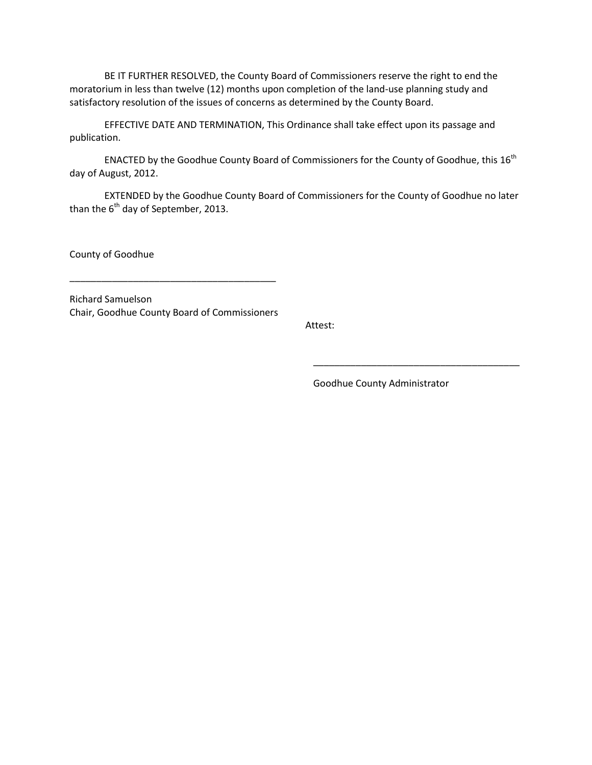BE IT FURTHER RESOLVED, the County Board of Commissioners reserve the right to end the moratorium in less than twelve (12) months upon completion of the land-use planning study and satisfactory resolution of the issues of concerns as determined by the County Board.

EFFECTIVE DATE AND TERMINATION, This Ordinance shall take effect upon its passage and publication.

ENACTED by the Goodhue County Board of Commissioners for the County of Goodhue, this 16th day of August, 2012.

EXTENDED by the Goodhue County Board of Commissioners for the County of Goodhue no later than the 6th day of September, 2013.

County of Goodhue

________________________________________

Richard Samuelson
Chair, Goodhue County Board of Commissioners

Attest:

________________________________________

Goodhue County Administrator